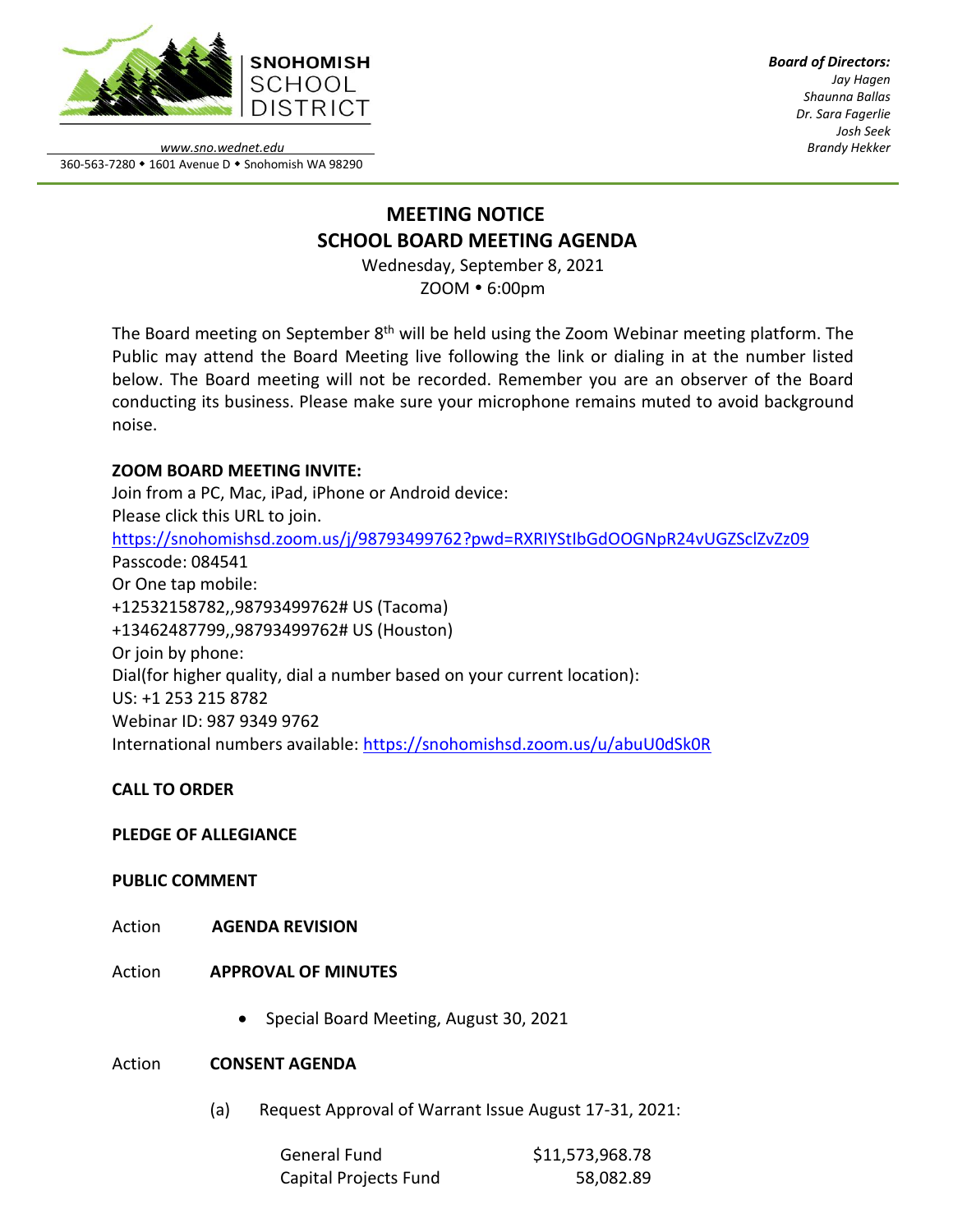SNOHOMISH SCHOOL DISTRICT

www.sno.wednet.edu
360-563-7280 • 1601 Avenue D • Snohomish WA 98290

***Board of Directors:***
*Jay Hagen*
*Shaunna Ballas*
*Dr. Sara Fagerlie*
*Josh Seek*
*Brandy Hekker*

# MEETING NOTICE
# SCHOOL BOARD MEETING AGENDA

Wednesday, September 8, 2021
ZOOM • 6:00pm

The Board meeting on September 8th will be held using the Zoom Webinar meeting platform. The Public may attend the Board Meeting live following the link or dialing in at the number listed below. The Board meeting will not be recorded. Remember you are an observer of the Board conducting its business. Please make sure your microphone remains muted to avoid background noise.

**ZOOM BOARD MEETING INVITE:**
Join from a PC, Mac, iPad, iPhone or Android device:
Please click this URL to join.
https://snohomishsd.zoom.us/j/98793499762?pwd=RXRIYStIbGdOOGNpR24vUGZSclZvZz09
Passcode: 084541
Or One tap mobile:
+12532158782,,98793499762# US (Tacoma)
+13462487799,,98793499762# US (Houston)
Or join by phone:
Dial(for higher quality, dial a number based on your current location):
US: +1 253 215 8782
Webinar ID: 987 9349 9762
International numbers available: https://snohomishsd.zoom.us/u/abuU0dSk0R

**CALL TO ORDER**

**PLEDGE OF ALLEGIANCE**

**PUBLIC COMMENT**

Action **AGENDA REVISION**

Action **APPROVAL OF MINUTES**

- Special Board Meeting, August 30, 2021

Action **CONSENT AGENDA**

(a) Request Approval of Warrant Issue August 17-31, 2021:

| | |
|---|---|
| General Fund | $11,573,968.78 |
| Capital Projects Fund | 58,082.89 |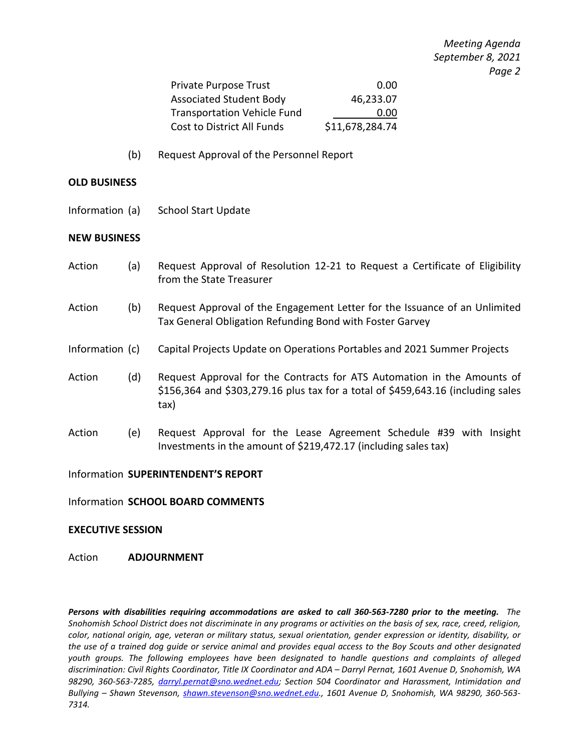| | |
|---|---|
| Private Purpose Trust | 0.00 |
| Associated Student Body | 46,233.07 |
| Transportation Vehicle Fund | 0.00 |
| Cost to District All Funds | $11,678,284.74 |

(b) Request Approval of the Personnel Report

**OLD BUSINESS**

Information (a) School Start Update

**NEW BUSINESS**

Action (a) Request Approval of Resolution 12-21 to Request a Certificate of Eligibility from the State Treasurer

Action (b) Request Approval of the Engagement Letter for the Issuance of an Unlimited Tax General Obligation Refunding Bond with Foster Garvey

Information (c) Capital Projects Update on Operations Portables and 2021 Summer Projects

Action (d) Request Approval for the Contracts for ATS Automation in the Amounts of $156,364 and $303,279.16 plus tax for a total of $459,643.16 (including sales tax)

Action (e) Request Approval for the Lease Agreement Schedule #39 with Insight Investments in the amount of $219,472.17 (including sales tax)

Information **SUPERINTENDENT'S REPORT**

Information **SCHOOL BOARD COMMENTS**

**EXECUTIVE SESSION**

Action **ADJOURNMENT**

***Persons with disabilities requiring accommodations are asked to call 360-563-7280 prior to the meeting.*** *The Snohomish School District does not discriminate in any programs or activities on the basis of sex, race, creed, religion, color, national origin, age, veteran or military status, sexual orientation, gender expression or identity, disability, or the use of a trained dog guide or service animal and provides equal access to the Boy Scouts and other designated youth groups. The following employees have been designated to handle questions and complaints of alleged discrimination: Civil Rights Coordinator, Title IX Coordinator and ADA – Darryl Pernat, 1601 Avenue D, Snohomish, WA 98290, 360-563-7285, darryl.pernat@sno.wednet.edu; Section 504 Coordinator and Harassment, Intimidation and Bullying – Shawn Stevenson, shawn.stevenson@sno.wednet.edu., 1601 Avenue D, Snohomish, WA 98290, 360-563-7314.*